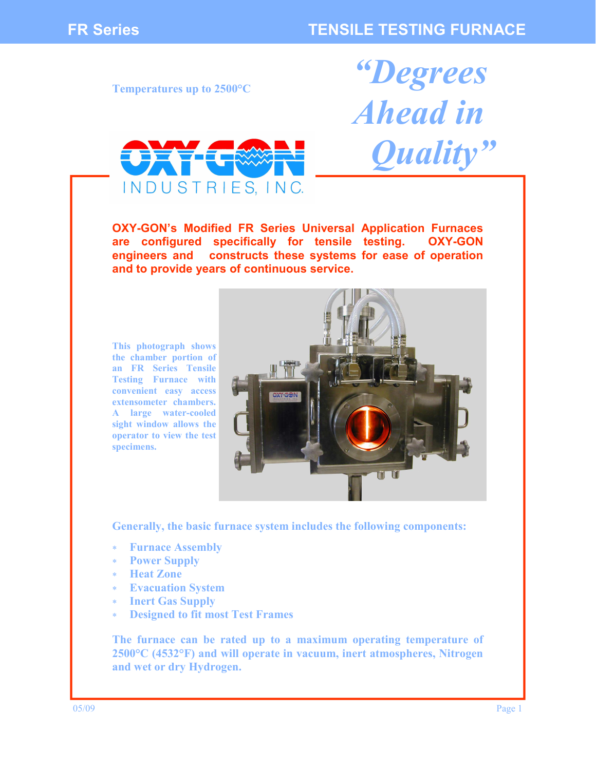# FR Series — TENSILE TESTING FURNACE

**Temperatures up to 2500°C**

*"Degrees Ahead in Quality"*

OXY-GON INDUSTRIES, INC.

**OXY-GON's Modified FR Series Universal Application Furnaces are configured specifically for tensile testing. OXY-GON engineers and constructs these systems for ease of operation and to provide years of continuous service.**

This photograph shows the chamber portion of an FR Series Tensile Testing Furnace with convenient easy access extensometer chambers. A large water-cooled sight window allows the operator to view the test specimens.

**Generally, the basic furnace system includes the following components:**

* Furnace Assembly
* Power Supply
* Heat Zone
* Evacuation System
* Inert Gas Supply
* Designed to fit most Test Frames

The furnace can be rated up to a maximum operating temperature of 2500°C (4532°F) and will operate in vacuum, inert atmospheres, Nitrogen and wet or dry Hydrogen.

05/09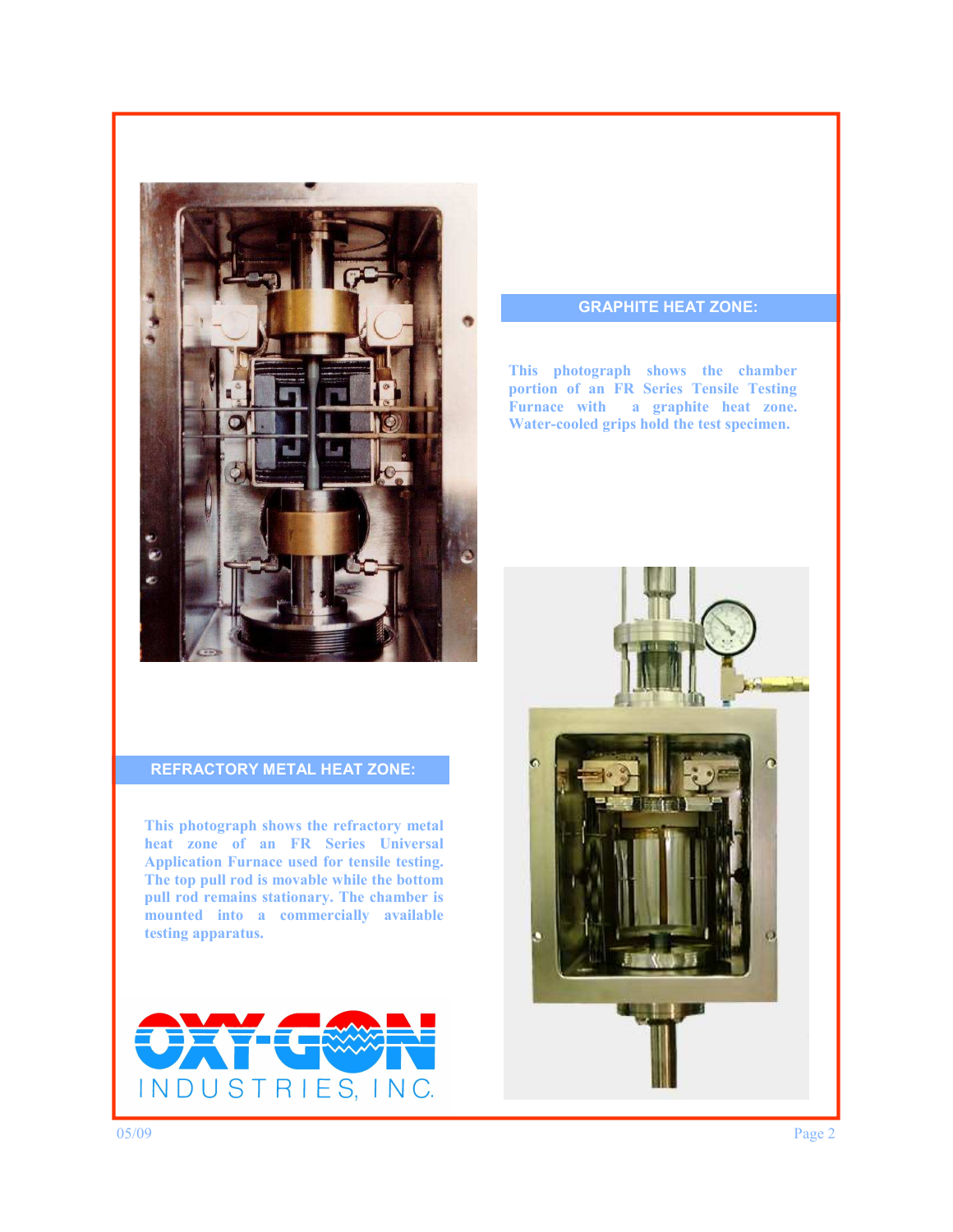## GRAPHITE HEAT ZONE:

**This photograph shows the chamber portion of an FR Series Tensile Testing Furnace with a graphite heat zone. Water-cooled grips hold the test specimen.**

## REFRACTORY METAL HEAT ZONE:

**This photograph shows the refractory metal heat zone of an FR Series Universal Application Furnace used for tensile testing. The top pull rod is movable while the bottom pull rod remains stationary. The chamber is mounted into a commercially available testing apparatus.**

OXY-GON INDUSTRIES, INC.

05/09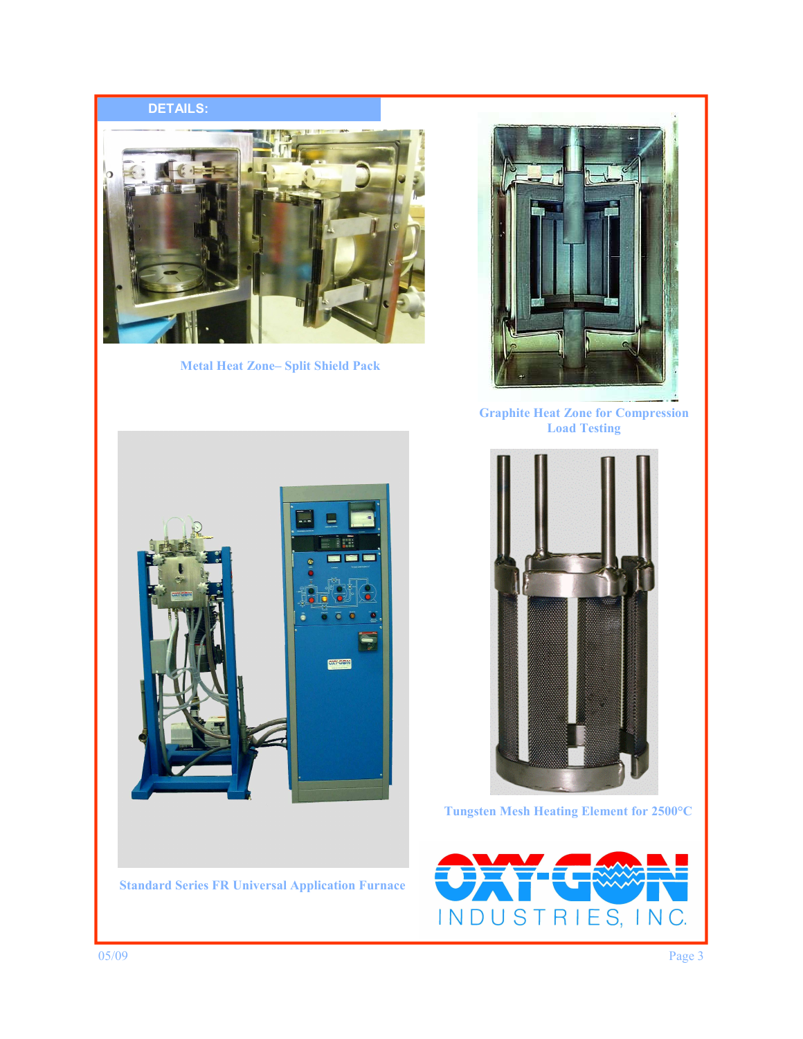## DETAILS:

Metal Heat Zone– Split Shield Pack

Graphite Heat Zone for Compression Load Testing

Standard Series FR Universal Application Furnace

Tungsten Mesh Heating Element for 2500°C

OXY-GON INDUSTRIES, INC.

05/09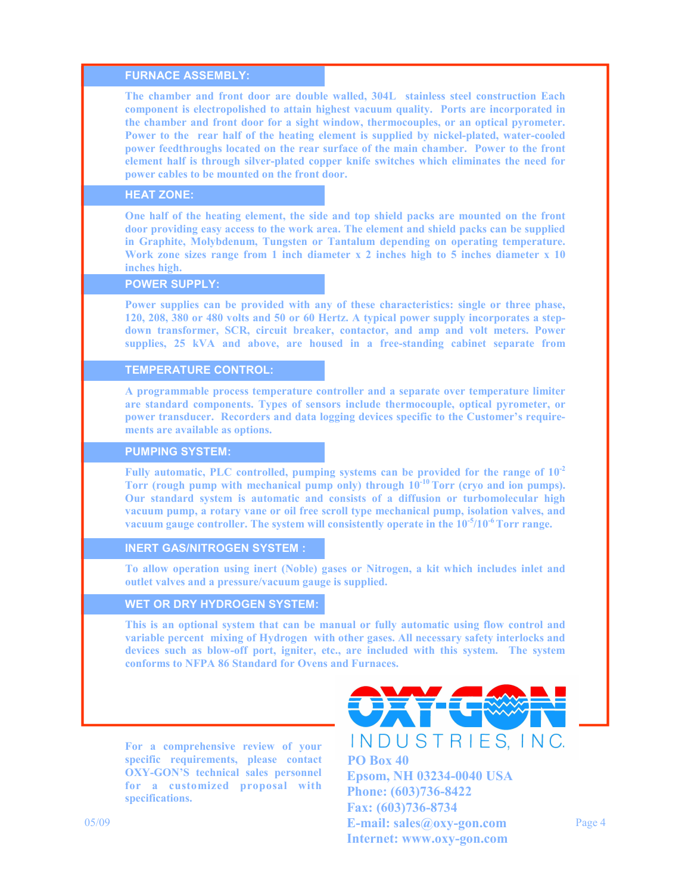## FURNACE ASSEMBLY:

The chamber and front door are double walled, 304L stainless steel construction Each component is electropolished to attain highest vacuum quality. Ports are incorporated in the chamber and front door for a sight window, thermocouples, or an optical pyrometer. Power to the rear half of the heating element is supplied by nickel-plated, water-cooled power feedthroughs located on the rear surface of the main chamber. Power to the front element half is through silver-plated copper knife switches which eliminates the need for power cables to be mounted on the front door.

## HEAT ZONE:

One half of the heating element, the side and top shield packs are mounted on the front door providing easy access to the work area. The element and shield packs can be supplied in Graphite, Molybdenum, Tungsten or Tantalum depending on operating temperature. Work zone sizes range from 1 inch diameter x 2 inches high to 5 inches diameter x 10 inches high.

## POWER SUPPLY:

Power supplies can be provided with any of these characteristics: single or three phase, 120, 208, 380 or 480 volts and 50 or 60 Hertz. A typical power supply incorporates a step-down transformer, SCR, circuit breaker, contactor, and amp and volt meters. Power supplies, 25 kVA and above, are housed in a free-standing cabinet separate from

## TEMPERATURE CONTROL:

A programmable process temperature controller and a separate over temperature limiter are standard components. Types of sensors include thermocouple, optical pyrometer, or power transducer. Recorders and data logging devices specific to the Customer's requirements are available as options.

## PUMPING SYSTEM:

Fully automatic, PLC controlled, pumping systems can be provided for the range of $10^{-2}$ Torr (rough pump with mechanical pump only) through $10^{-10}$ Torr (cryo and ion pumps). Our standard system is automatic and consists of a diffusion or turbomolecular high vacuum pump, a rotary vane or oil free scroll type mechanical pump, isolation valves, and vacuum gauge controller. The system will consistently operate in the $10^{-5}$/$10^{-6}$ Torr range.

## INERT GAS/NITROGEN SYSTEM :

To allow operation using inert (Noble) gases or Nitrogen, a kit which includes inlet and outlet valves and a pressure/vacuum gauge is supplied.

## WET OR DRY HYDROGEN SYSTEM:

This is an optional system that can be manual or fully automatic using flow control and variable percent mixing of Hydrogen with other gases. All necessary safety interlocks and devices such as blow-off port, igniter, etc., are included with this system. The system conforms to NFPA 86 Standard for Ovens and Furnaces.

For a comprehensive review of your specific requirements, please contact OXY-GON'S technical sales personnel for a customized proposal with specifications.

OXY-GON INDUSTRIES, INC.

PO Box 40
Epsom, NH 03234-0040 USA
Phone: (603)736-8422
Fax: (603)736-8734
E-mail: sales@oxy-gon.com
Internet: www.oxy-gon.com

05/09